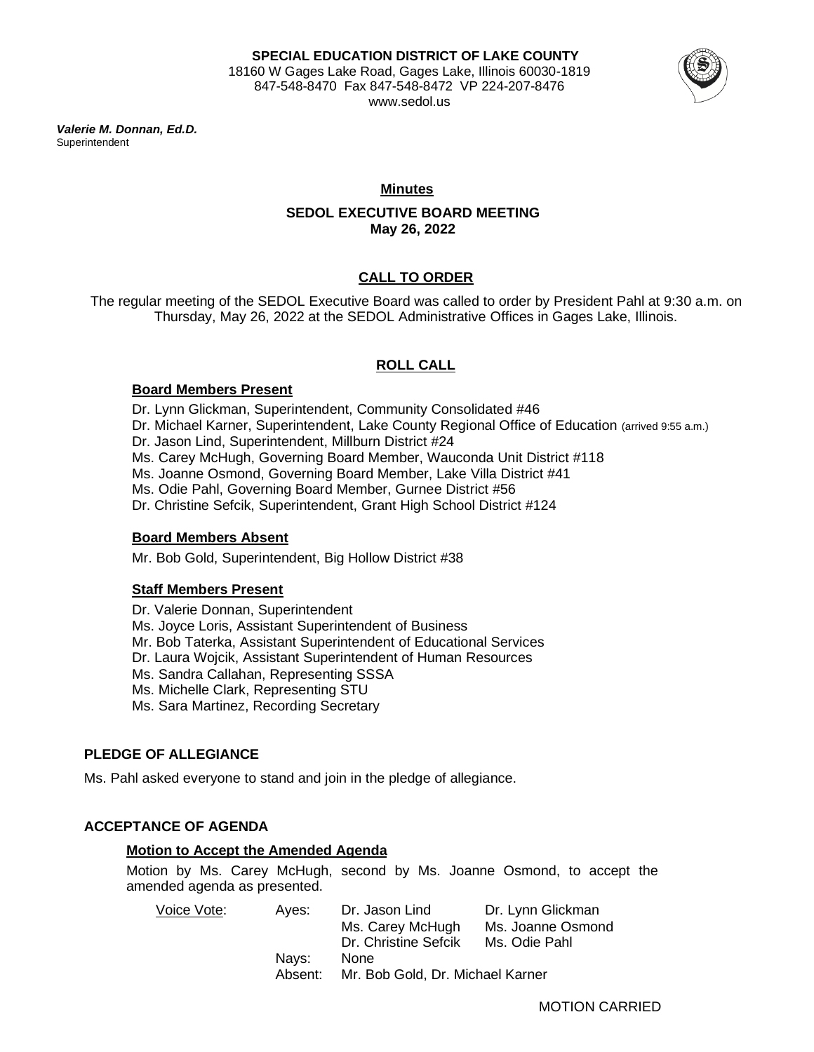**SPECIAL EDUCATION DISTRICT OF LAKE COUNTY**
18160 W Gages Lake Road, Gages Lake, Illinois 60030-1819
847-548-8470 Fax 847-548-8472 VP 224-207-8476
www.sedol.us

***Valerie M. Donnan, Ed.D.***
Superintendent

## Minutes

## SEDOL EXECUTIVE BOARD MEETING
**May 26, 2022**

## CALL TO ORDER

The regular meeting of the SEDOL Executive Board was called to order by President Pahl at 9:30 a.m. on Thursday, May 26, 2022 at the SEDOL Administrative Offices in Gages Lake, Illinois.

## ROLL CALL

### Board Members Present

Dr. Lynn Glickman, Superintendent, Community Consolidated #46
Dr. Michael Karner, Superintendent, Lake County Regional Office of Education (arrived 9:55 a.m.)
Dr. Jason Lind, Superintendent, Millburn District #24
Ms. Carey McHugh, Governing Board Member, Wauconda Unit District #118
Ms. Joanne Osmond, Governing Board Member, Lake Villa District #41
Ms. Odie Pahl, Governing Board Member, Gurnee District #56
Dr. Christine Sefcik, Superintendent, Grant High School District #124

### Board Members Absent

Mr. Bob Gold, Superintendent, Big Hollow District #38

### Staff Members Present

Dr. Valerie Donnan, Superintendent
Ms. Joyce Loris, Assistant Superintendent of Business
Mr. Bob Taterka, Assistant Superintendent of Educational Services
Dr. Laura Wojcik, Assistant Superintendent of Human Resources
Ms. Sandra Callahan, Representing SSSA
Ms. Michelle Clark, Representing STU
Ms. Sara Martinez, Recording Secretary

### PLEDGE OF ALLEGIANCE

Ms. Pahl asked everyone to stand and join in the pledge of allegiance.

### ACCEPTANCE OF AGENDA

**Motion to Accept the Amended Agenda**

Motion by Ms. Carey McHugh, second by Ms. Joanne Osmond, to accept the amended agenda as presented.

| Voice Vote: | Ayes: | Dr. Jason Lind | Dr. Lynn Glickman |
|---|---|---|---|
| | | Ms. Carey McHugh | Ms. Joanne Osmond |
| | | Dr. Christine Sefcik | Ms. Odie Pahl |
| | Nays: | None | |
| | Absent: | Mr. Bob Gold, Dr. Michael Karner | |

MOTION CARRIED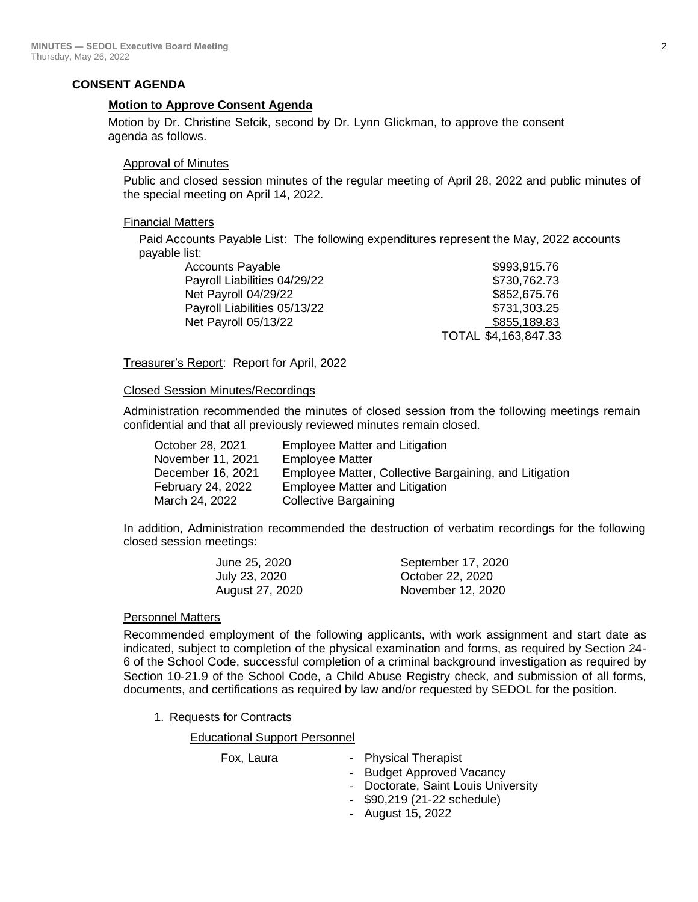## CONSENT AGENDA

### Motion to Approve Consent Agenda

Motion by Dr. Christine Sefcik, second by Dr. Lynn Glickman, to approve the consent agenda as follows.

#### Approval of Minutes

Public and closed session minutes of the regular meeting of April 28, 2022 and public minutes of the special meeting on April 14, 2022.

#### Financial Matters

Paid Accounts Payable List: The following expenditures represent the May, 2022 accounts payable list:

| | |
|---|---|
| Accounts Payable | $993,915.76 |
| Payroll Liabilities 04/29/22 | $730,762.73 |
| Net Payroll 04/29/22 | $852,675.76 |
| Payroll Liabilities 05/13/22 | $731,303.25 |
| Net Payroll 05/13/22 | $855,189.83 |
| | TOTAL $4,163,847.33 |

Treasurer's Report: Report for April, 2022

#### Closed Session Minutes/Recordings

Administration recommended the minutes of closed session from the following meetings remain confidential and that all previously reviewed minutes remain closed.

| | |
|---|---|
| October 28, 2021 | Employee Matter and Litigation |
| November 11, 2021 | Employee Matter |
| December 16, 2021 | Employee Matter, Collective Bargaining, and Litigation |
| February 24, 2022 | Employee Matter and Litigation |
| March 24, 2022 | Collective Bargaining |

In addition, Administration recommended the destruction of verbatim recordings for the following closed session meetings:

| | |
|---|---|
| June 25, 2020 | September 17, 2020 |
| July 23, 2020 | October 22, 2020 |
| August 27, 2020 | November 12, 2020 |

#### Personnel Matters

Recommended employment of the following applicants, with work assignment and start date as indicated, subject to completion of the physical examination and forms, as required by Section 24-6 of the School Code, successful completion of a criminal background investigation as required by Section 10-21.9 of the School Code, a Child Abuse Registry check, and submission of all forms, documents, and certifications as required by law and/or requested by SEDOL for the position.

1. Requests for Contracts

   Educational Support Personnel

   Fox, Laura
   - Physical Therapist
   - Budget Approved Vacancy
   - Doctorate, Saint Louis University
   - $90,219 (21-22 schedule)
   - August 15, 2022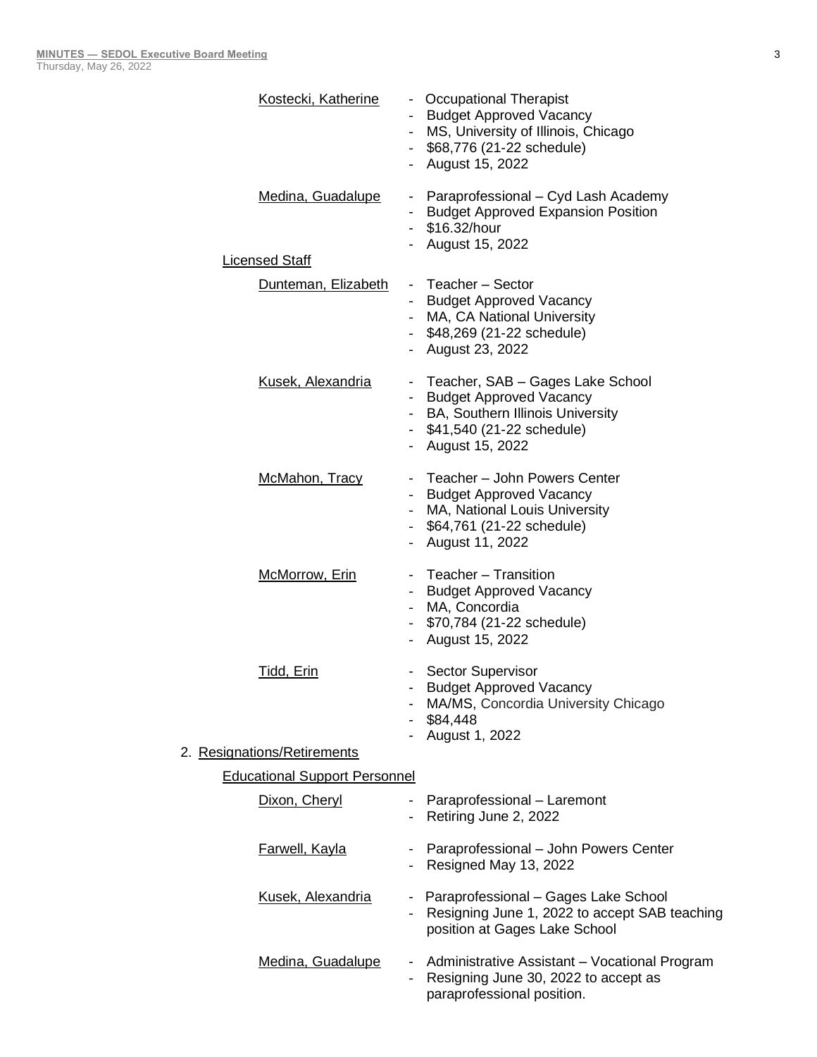Kostecki, Katherine
- Occupational Therapist
- Budget Approved Vacancy
- MS, University of Illinois, Chicago
- $68,776 (21-22 schedule)
- August 15, 2022

Medina, Guadalupe
- Paraprofessional – Cyd Lash Academy
- Budget Approved Expansion Position
- $16.32/hour
- August 15, 2022

Licensed Staff

Dunteman, Elizabeth
- Teacher – Sector
- Budget Approved Vacancy
- MA, CA National University
- $48,269 (21-22 schedule)
- August 23, 2022

Kusek, Alexandria
- Teacher, SAB – Gages Lake School
- Budget Approved Vacancy
- BA, Southern Illinois University
- $41,540 (21-22 schedule)
- August 15, 2022

McMahon, Tracy
- Teacher – John Powers Center
- Budget Approved Vacancy
- MA, National Louis University
- $64,761 (21-22 schedule)
- August 11, 2022

McMorrow, Erin
- Teacher – Transition
- Budget Approved Vacancy
- MA, Concordia
- $70,784 (21-22 schedule)
- August 15, 2022

Tidd, Erin
- Sector Supervisor
- Budget Approved Vacancy
- MA/MS, Concordia University Chicago
- $84,448
- August 1, 2022

2. Resignations/Retirements

Educational Support Personnel

Dixon, Cheryl
- Paraprofessional – Laremont
- Retiring June 2, 2022

Farwell, Kayla
- Paraprofessional – John Powers Center
- Resigned May 13, 2022

Kusek, Alexandria
- Paraprofessional – Gages Lake School
- Resigning June 1, 2022 to accept SAB teaching position at Gages Lake School

Medina, Guadalupe
- Administrative Assistant – Vocational Program
- Resigning June 30, 2022 to accept as paraprofessional position.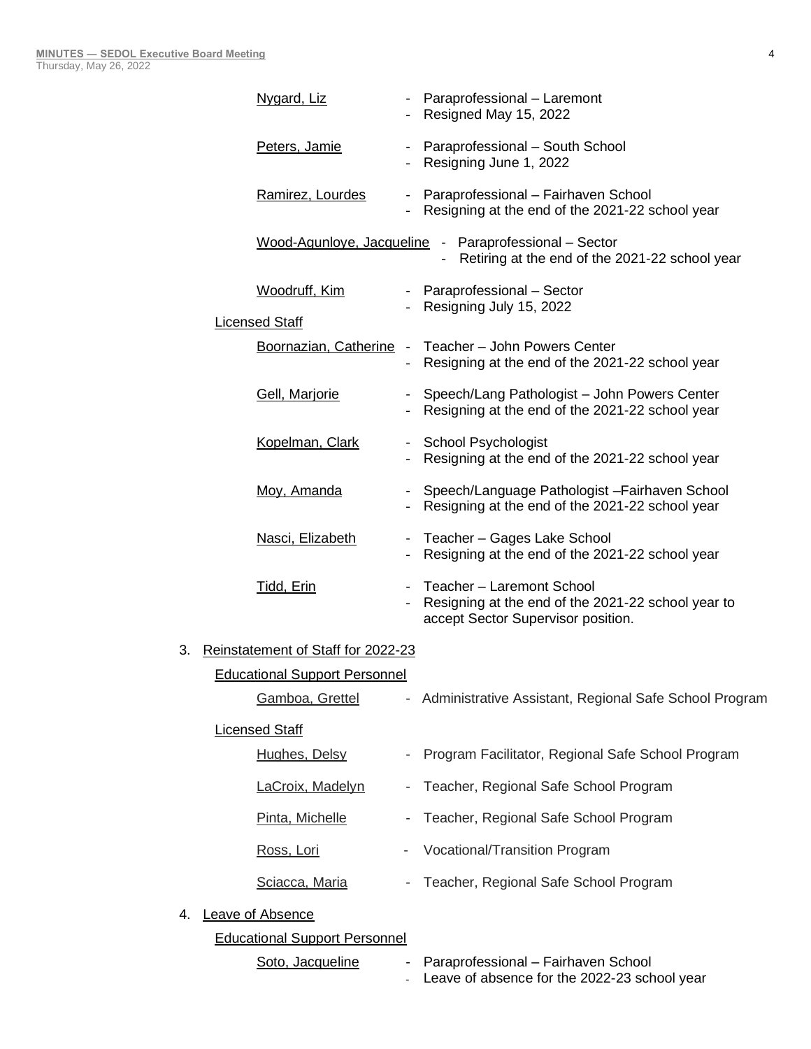Nygard, Liz
- Paraprofessional – Laremont
- Resigned May 15, 2022

Peters, Jamie
- Paraprofessional – South School
- Resigning June 1, 2022

Ramirez, Lourdes
- Paraprofessional – Fairhaven School
- Resigning at the end of the 2021-22 school year

Wood-Agunloye, Jacqueline
- Paraprofessional – Sector
- Retiring at the end of the 2021-22 school year

Woodruff, Kim
- Paraprofessional – Sector
- Resigning July 15, 2022

Licensed Staff

Boornazian, Catherine
- Teacher – John Powers Center
- Resigning at the end of the 2021-22 school year

Gell, Marjorie
- Speech/Lang Pathologist – John Powers Center
- Resigning at the end of the 2021-22 school year

Kopelman, Clark
- School Psychologist
- Resigning at the end of the 2021-22 school year

Moy, Amanda
- Speech/Language Pathologist –Fairhaven School
- Resigning at the end of the 2021-22 school year

Nasci, Elizabeth
- Teacher – Gages Lake School
- Resigning at the end of the 2021-22 school year

Tidd, Erin
- Teacher – Laremont School
- Resigning at the end of the 2021-22 school year to accept Sector Supervisor position.

3. Reinstatement of Staff for 2022-23

Educational Support Personnel

Gamboa, Grettel
- Administrative Assistant, Regional Safe School Program

Licensed Staff

Hughes, Delsy
- Program Facilitator, Regional Safe School Program

LaCroix, Madelyn
- Teacher, Regional Safe School Program

Pinta, Michelle
- Teacher, Regional Safe School Program

Ross, Lori
- Vocational/Transition Program

Sciacca, Maria
- Teacher, Regional Safe School Program

4. Leave of Absence

Educational Support Personnel

Soto, Jacqueline
- Paraprofessional – Fairhaven School
- Leave of absence for the 2022-23 school year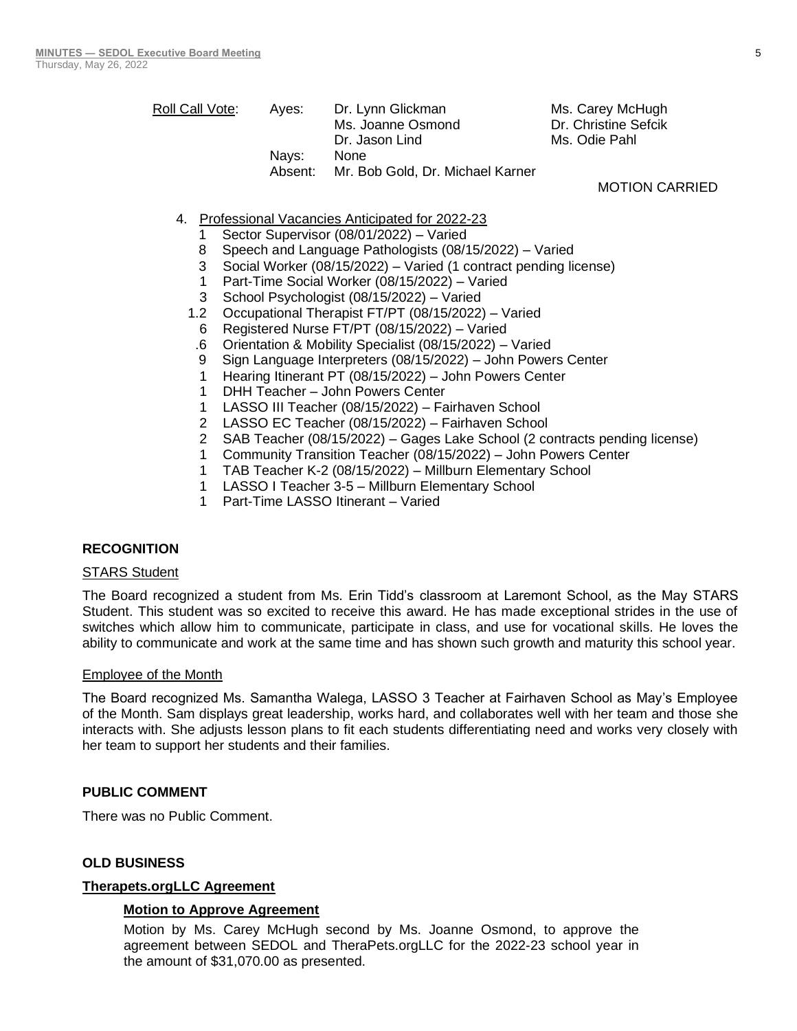Roll Call Vote: Ayes: Dr. Lynn Glickman, Ms. Carey McHugh, Ms. Joanne Osmond, Dr. Christine Sefcik, Dr. Jason Lind, Ms. Odie Pahl
Nays: None
Absent: Mr. Bob Gold, Dr. Michael Karner

MOTION CARRIED

4. Professional Vacancies Anticipated for 2022-23
   - 1 Sector Supervisor (08/01/2022) – Varied
   - 8 Speech and Language Pathologists (08/15/2022) – Varied
   - 3 Social Worker (08/15/2022) – Varied (1 contract pending license)
   - 1 Part-Time Social Worker (08/15/2022) – Varied
   - 3 School Psychologist (08/15/2022) – Varied
   - 1.2 Occupational Therapist FT/PT (08/15/2022) – Varied
   - 6 Registered Nurse FT/PT (08/15/2022) – Varied
   - .6 Orientation & Mobility Specialist (08/15/2022) – Varied
   - 9 Sign Language Interpreters (08/15/2022) – John Powers Center
   - 1 Hearing Itinerant PT (08/15/2022) – John Powers Center
   - 1 DHH Teacher – John Powers Center
   - 1 LASSO III Teacher (08/15/2022) – Fairhaven School
   - 2 LASSO EC Teacher (08/15/2022) – Fairhaven School
   - 2 SAB Teacher (08/15/2022) – Gages Lake School (2 contracts pending license)
   - 1 Community Transition Teacher (08/15/2022) – John Powers Center
   - 1 TAB Teacher K-2 (08/15/2022) – Millburn Elementary School
   - 1 LASSO I Teacher 3-5 – Millburn Elementary School
   - 1 Part-Time LASSO Itinerant – Varied

## RECOGNITION

STARS Student

The Board recognized a student from Ms. Erin Tidd's classroom at Laremont School, as the May STARS Student. This student was so excited to receive this award. He has made exceptional strides in the use of switches which allow him to communicate, participate in class, and use for vocational skills. He loves the ability to communicate and work at the same time and has shown such growth and maturity this school year.

Employee of the Month

The Board recognized Ms. Samantha Walega, LASSO 3 Teacher at Fairhaven School as May's Employee of the Month. Sam displays great leadership, works hard, and collaborates well with her team and those she interacts with. She adjusts lesson plans to fit each students differentiating need and works very closely with her team to support her students and their families.

## PUBLIC COMMENT

There was no Public Comment.

## OLD BUSINESS

**Therapets.orgLLC Agreement**

**Motion to Approve Agreement**

Motion by Ms. Carey McHugh second by Ms. Joanne Osmond, to approve the agreement between SEDOL and TheraPets.orgLLC for the 2022-23 school year in the amount of $31,070.00 as presented.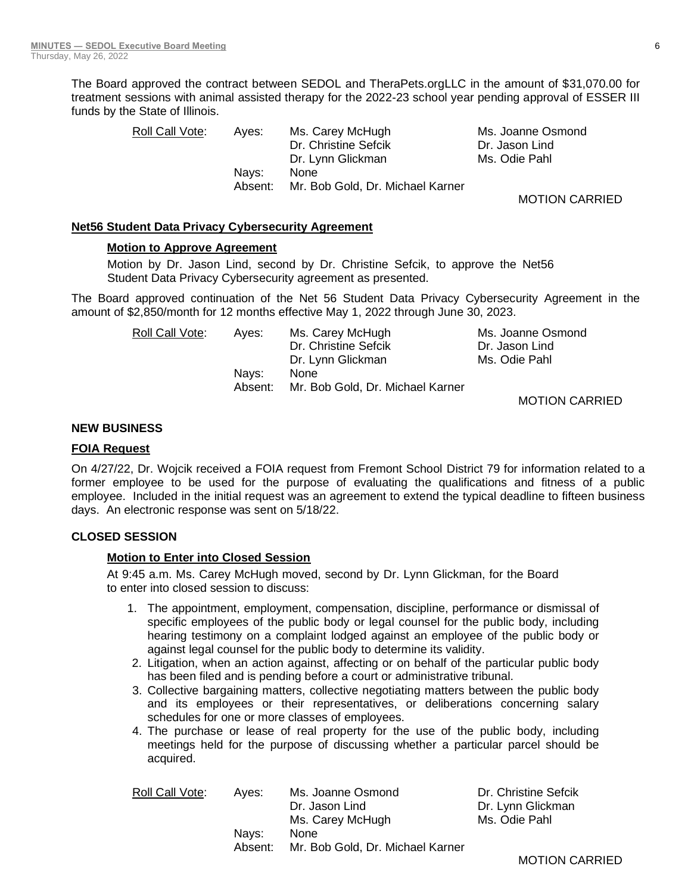The Board approved the contract between SEDOL and TheraPets.orgLLC in the amount of $31,070.00 for treatment sessions with animal assisted therapy for the 2022-23 school year pending approval of ESSER III funds by the State of Illinois.

| Roll Call Vote: | Ayes: | Ms. Carey McHugh | Ms. Joanne Osmond |
|---|---|---|---|
| | | Dr. Christine Sefcik | Dr. Jason Lind |
| | | Dr. Lynn Glickman | Ms. Odie Pahl |
| | Nays: | None | |
| | Absent: | Mr. Bob Gold, Dr. Michael Karner | |

MOTION CARRIED

**Net56 Student Data Privacy Cybersecurity Agreement**

**Motion to Approve Agreement**

Motion by Dr. Jason Lind, second by Dr. Christine Sefcik, to approve the Net56 Student Data Privacy Cybersecurity agreement as presented.

The Board approved continuation of the Net 56 Student Data Privacy Cybersecurity Agreement in the amount of $2,850/month for 12 months effective May 1, 2022 through June 30, 2023.

| Roll Call Vote: | Ayes: | Ms. Carey McHugh | Ms. Joanne Osmond |
|---|---|---|---|
| | | Dr. Christine Sefcik | Dr. Jason Lind |
| | | Dr. Lynn Glickman | Ms. Odie Pahl |
| | Nays: | None | |
| | Absent: | Mr. Bob Gold, Dr. Michael Karner | |

MOTION CARRIED

## NEW BUSINESS

**FOIA Request**

On 4/27/22, Dr. Wojcik received a FOIA request from Fremont School District 79 for information related to a former employee to be used for the purpose of evaluating the qualifications and fitness of a public employee. Included in the initial request was an agreement to extend the typical deadline to fifteen business days. An electronic response was sent on 5/18/22.

## CLOSED SESSION

**Motion to Enter into Closed Session**

At 9:45 a.m. Ms. Carey McHugh moved, second by Dr. Lynn Glickman, for the Board to enter into closed session to discuss:

1. The appointment, employment, compensation, discipline, performance or dismissal of specific employees of the public body or legal counsel for the public body, including hearing testimony on a complaint lodged against an employee of the public body or against legal counsel for the public body to determine its validity.
2. Litigation, when an action against, affecting or on behalf of the particular public body has been filed and is pending before a court or administrative tribunal.
3. Collective bargaining matters, collective negotiating matters between the public body and its employees or their representatives, or deliberations concerning salary schedules for one or more classes of employees.
4. The purchase or lease of real property for the use of the public body, including meetings held for the purpose of discussing whether a particular parcel should be acquired.

| Roll Call Vote: | Ayes: | Ms. Joanne Osmond | Dr. Christine Sefcik |
|---|---|---|---|
| | | Dr. Jason Lind | Dr. Lynn Glickman |
| | | Ms. Carey McHugh | Ms. Odie Pahl |
| | Nays: | None | |
| | Absent: | Mr. Bob Gold, Dr. Michael Karner | |

MOTION CARRIED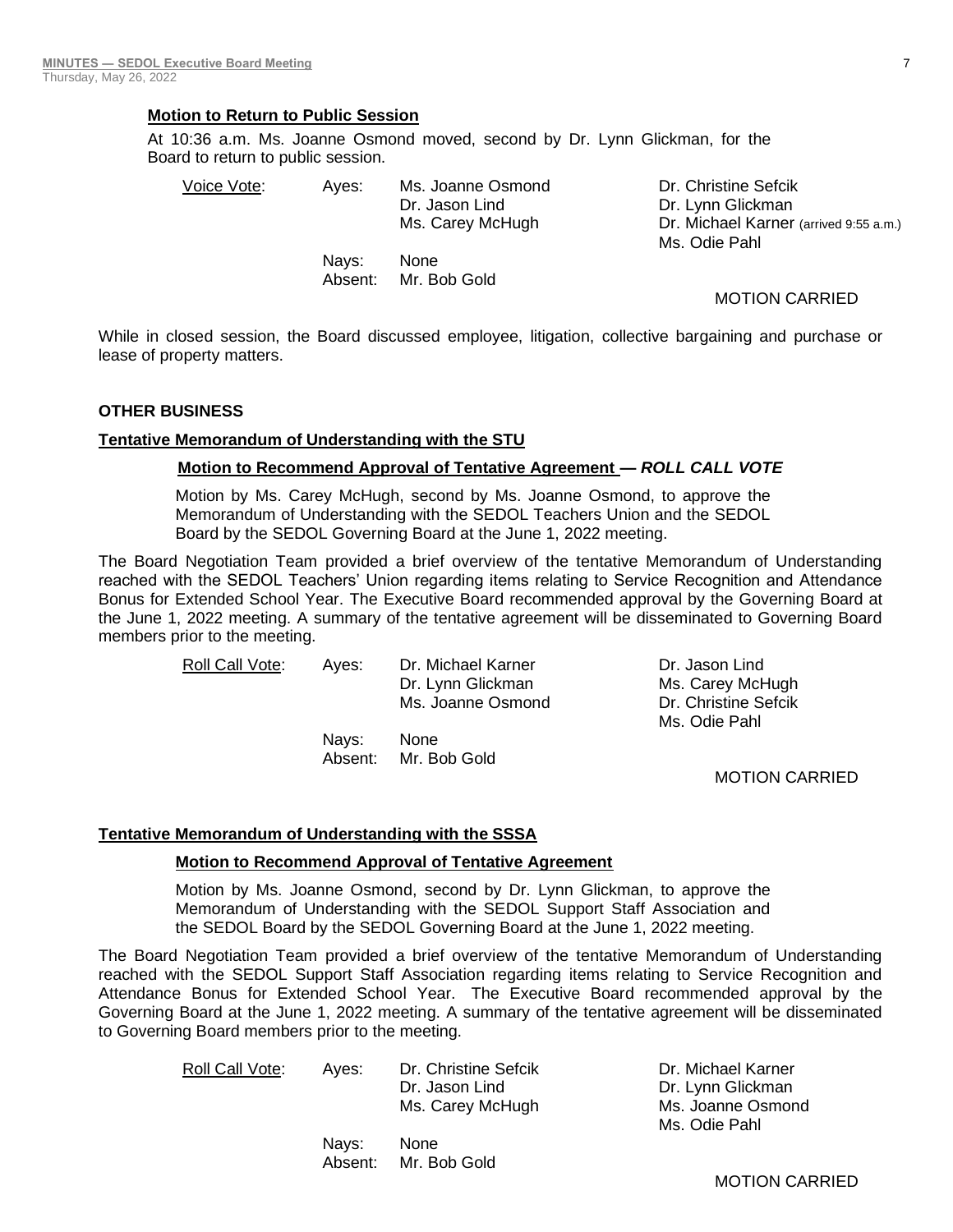**Motion to Return to Public Session**

At 10:36 a.m. Ms. Joanne Osmond moved, second by Dr. Lynn Glickman, for the Board to return to public session.

| Voice Vote: | Ayes: | Ms. Joanne Osmond | Dr. Christine Sefcik |
|---|---|---|---|
| | | Dr. Jason Lind | Dr. Lynn Glickman |
| | | Ms. Carey McHugh | Dr. Michael Karner (arrived 9:55 a.m.) |
| | | | Ms. Odie Pahl |
| | Nays: | None | |
| | Absent: | Mr. Bob Gold | |

MOTION CARRIED

While in closed session, the Board discussed employee, litigation, collective bargaining and purchase or lease of property matters.

## OTHER BUSINESS

**Tentative Memorandum of Understanding with the STU**

**Motion to Recommend Approval of Tentative Agreement — *ROLL CALL VOTE***

Motion by Ms. Carey McHugh, second by Ms. Joanne Osmond, to approve the Memorandum of Understanding with the SEDOL Teachers Union and the SEDOL Board by the SEDOL Governing Board at the June 1, 2022 meeting.

The Board Negotiation Team provided a brief overview of the tentative Memorandum of Understanding reached with the SEDOL Teachers' Union regarding items relating to Service Recognition and Attendance Bonus for Extended School Year. The Executive Board recommended approval by the Governing Board at the June 1, 2022 meeting. A summary of the tentative agreement will be disseminated to Governing Board members prior to the meeting.

| Roll Call Vote: | Ayes: | Dr. Michael Karner | Dr. Jason Lind |
|---|---|---|---|
| | | Dr. Lynn Glickman | Ms. Carey McHugh |
| | | Ms. Joanne Osmond | Dr. Christine Sefcik |
| | | | Ms. Odie Pahl |
| | Nays: | None | |
| | Absent: | Mr. Bob Gold | |

MOTION CARRIED

**Tentative Memorandum of Understanding with the SSSA**

**Motion to Recommend Approval of Tentative Agreement**

Motion by Ms. Joanne Osmond, second by Dr. Lynn Glickman, to approve the Memorandum of Understanding with the SEDOL Support Staff Association and the SEDOL Board by the SEDOL Governing Board at the June 1, 2022 meeting.

The Board Negotiation Team provided a brief overview of the tentative Memorandum of Understanding reached with the SEDOL Support Staff Association regarding items relating to Service Recognition and Attendance Bonus for Extended School Year. The Executive Board recommended approval by the Governing Board at the June 1, 2022 meeting. A summary of the tentative agreement will be disseminated to Governing Board members prior to the meeting.

| Roll Call Vote: | Ayes: | Dr. Christine Sefcik | Dr. Michael Karner |
|---|---|---|---|
| | | Dr. Jason Lind | Dr. Lynn Glickman |
| | | Ms. Carey McHugh | Ms. Joanne Osmond |
| | | | Ms. Odie Pahl |
| | Nays: | None | |
| | Absent: | Mr. Bob Gold | |

MOTION CARRIED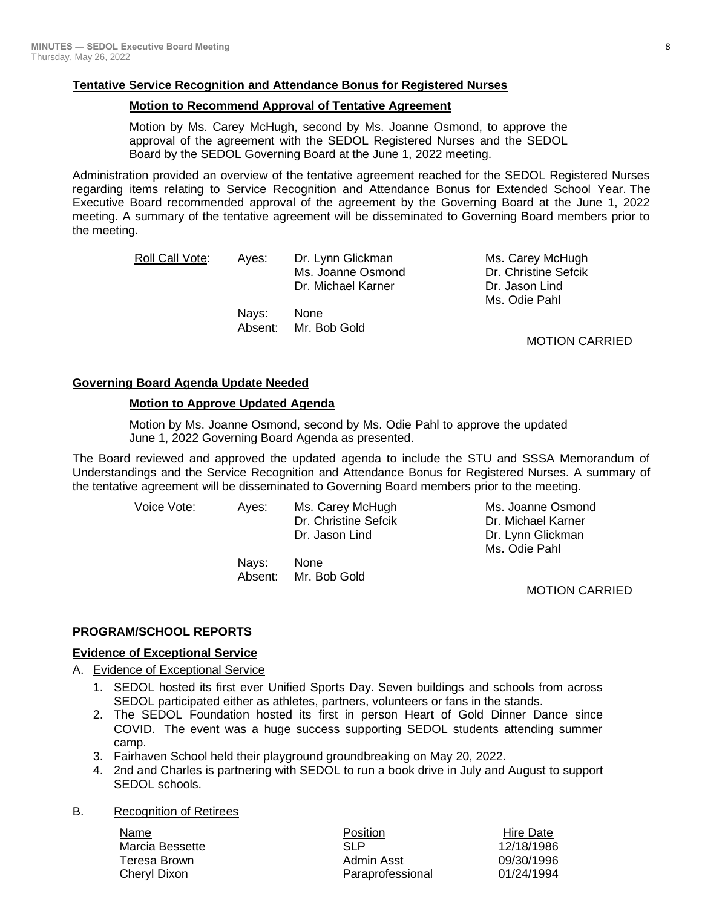### Tentative Service Recognition and Attendance Bonus for Registered Nurses

**Motion to Recommend Approval of Tentative Agreement**

Motion by Ms. Carey McHugh, second by Ms. Joanne Osmond, to approve the approval of the agreement with the SEDOL Registered Nurses and the SEDOL Board by the SEDOL Governing Board at the June 1, 2022 meeting.

Administration provided an overview of the tentative agreement reached for the SEDOL Registered Nurses regarding items relating to Service Recognition and Attendance Bonus for Extended School Year. The Executive Board recommended approval of the agreement by the Governing Board at the June 1, 2022 meeting. A summary of the tentative agreement will be disseminated to Governing Board members prior to the meeting.

| Roll Call Vote: | Ayes: | Dr. Lynn Glickman | Ms. Carey McHugh |
|---|---|---|---|
| | | Ms. Joanne Osmond | Dr. Christine Sefcik |
| | | Dr. Michael Karner | Dr. Jason Lind |
| | | | Ms. Odie Pahl |
| | Nays: | None | |
| | Absent: | Mr. Bob Gold | |

MOTION CARRIED

### Governing Board Agenda Update Needed

**Motion to Approve Updated Agenda**

Motion by Ms. Joanne Osmond, second by Ms. Odie Pahl to approve the updated June 1, 2022 Governing Board Agenda as presented.

The Board reviewed and approved the updated agenda to include the STU and SSSA Memorandum of Understandings and the Service Recognition and Attendance Bonus for Registered Nurses. A summary of the tentative agreement will be disseminated to Governing Board members prior to the meeting.

| Voice Vote: | Ayes: | Ms. Carey McHugh | Ms. Joanne Osmond |
|---|---|---|---|
| | | Dr. Christine Sefcik | Dr. Michael Karner |
| | | Dr. Jason Lind | Dr. Lynn Glickman |
| | | | Ms. Odie Pahl |
| | Nays: | None | |
| | Absent: | Mr. Bob Gold | |

MOTION CARRIED

## PROGRAM/SCHOOL REPORTS

### Evidence of Exceptional Service

A. Evidence of Exceptional Service

1. SEDOL hosted its first ever Unified Sports Day. Seven buildings and schools from across SEDOL participated either as athletes, partners, volunteers or fans in the stands.
2. The SEDOL Foundation hosted its first in person Heart of Gold Dinner Dance since COVID. The event was a huge success supporting SEDOL students attending summer camp.
3. Fairhaven School held their playground groundbreaking on May 20, 2022.
4. 2nd and Charles is partnering with SEDOL to run a book drive in July and August to support SEDOL schools.

B. Recognition of Retirees

| Name | Position | Hire Date |
|---|---|---|
| Marcia Bessette | SLP | 12/18/1986 |
| Teresa Brown | Admin Asst | 09/30/1996 |
| Cheryl Dixon | Paraprofessional | 01/24/1994 |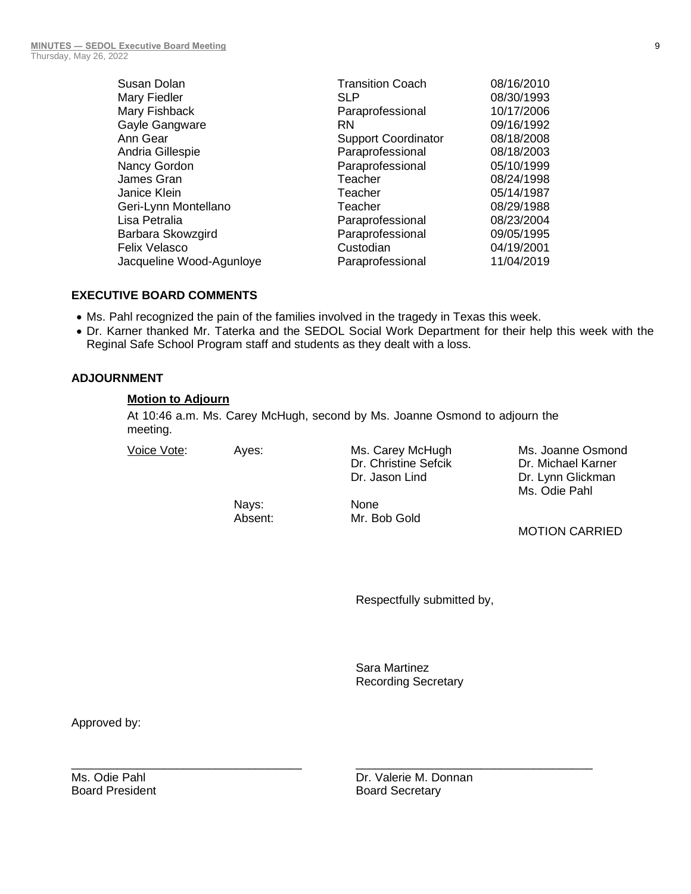| | | |
|---|---|---|
| Susan Dolan | Transition Coach | 08/16/2010 |
| Mary Fiedler | SLP | 08/30/1993 |
| Mary Fishback | Paraprofessional | 10/17/2006 |
| Gayle Gangware | RN | 09/16/1992 |
| Ann Gear | Support Coordinator | 08/18/2008 |
| Andria Gillespie | Paraprofessional | 08/18/2003 |
| Nancy Gordon | Paraprofessional | 05/10/1999 |
| James Gran | Teacher | 08/24/1998 |
| Janice Klein | Teacher | 05/14/1987 |
| Geri-Lynn Montellano | Teacher | 08/29/1988 |
| Lisa Petralia | Paraprofessional | 08/23/2004 |
| Barbara Skowzgird | Paraprofessional | 09/05/1995 |
| Felix Velasco | Custodian | 04/19/2001 |
| Jacqueline Wood-Agunloye | Paraprofessional | 11/04/2019 |

## EXECUTIVE BOARD COMMENTS

- Ms. Pahl recognized the pain of the families involved in the tragedy in Texas this week.
- Dr. Karner thanked Mr. Taterka and the SEDOL Social Work Department for their help this week with the Reginal Safe School Program staff and students as they dealt with a loss.

## ADJOURNMENT

**Motion to Adjourn**

At 10:46 a.m. Ms. Carey McHugh, second by Ms. Joanne Osmond to adjourn the meeting.

| | | | |
|---|---|---|---|
| Voice Vote: | Ayes: | Ms. Carey McHugh<br>Dr. Christine Sefcik<br>Dr. Jason Lind | Ms. Joanne Osmond<br>Dr. Michael Karner<br>Dr. Lynn Glickman<br>Ms. Odie Pahl |
| | Nays: | None | |
| | Absent: | Mr. Bob Gold | |

MOTION CARRIED

Respectfully submitted by,

Sara Martinez
Recording Secretary

Approved by:

\_\_\_\_\_\_\_\_\_\_\_\_\_\_\_\_\_\_\_\_\_\_\_\_\_\_\_\_\_\_\_\_\_\_
Ms. Odie Pahl
Board President

\_\_\_\_\_\_\_\_\_\_\_\_\_\_\_\_\_\_\_\_\_\_\_\_\_\_\_\_\_\_\_\_\_\_
Dr. Valerie M. Donnan
Board Secretary